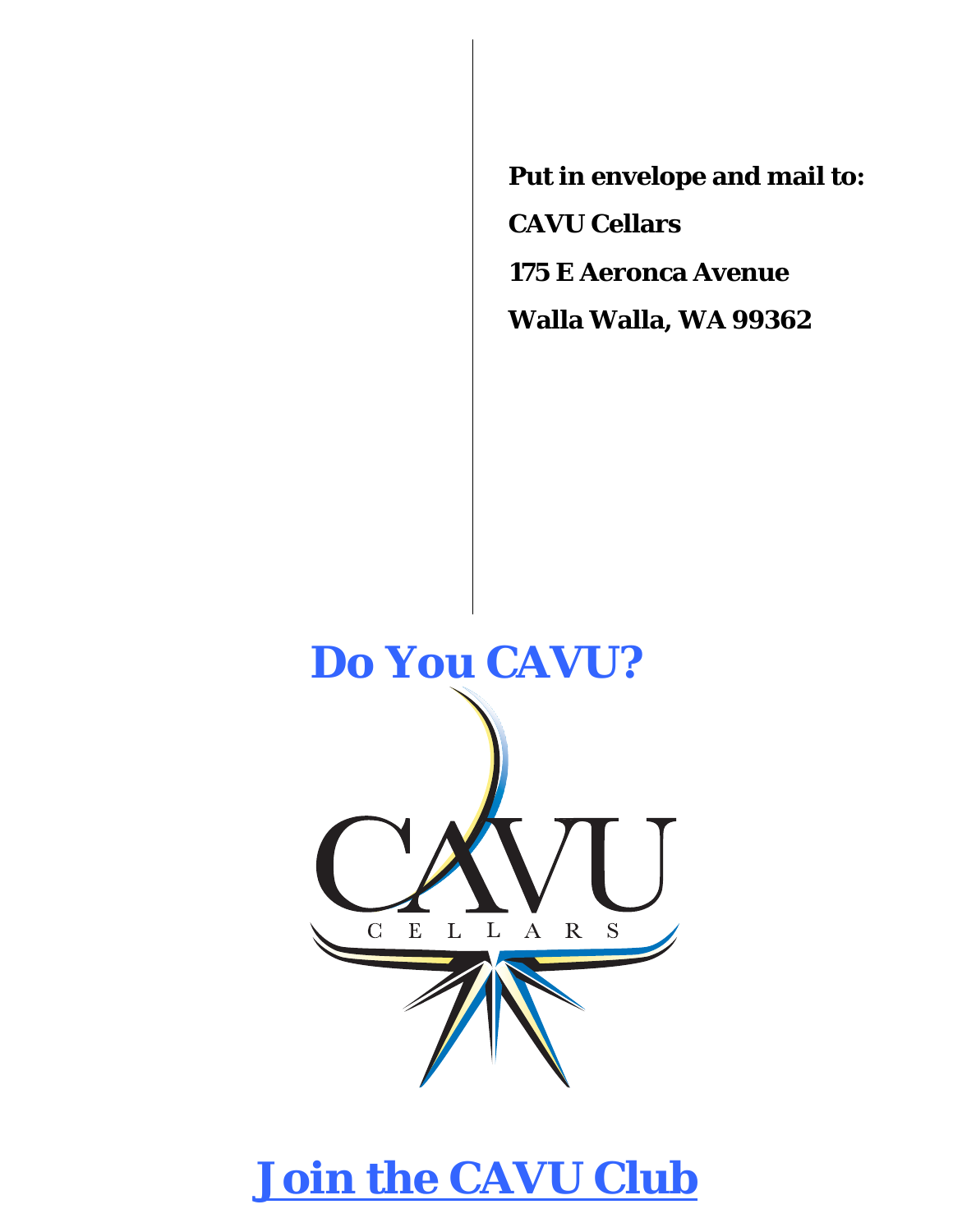**Put in envelope and mail to:**

**CAVU Cellars**

**175 E Aeronca Avenue**

**Walla Walla, WA 99362**

# Do You CAVU?

CAVU
CELLARS

# Join the CAVU Club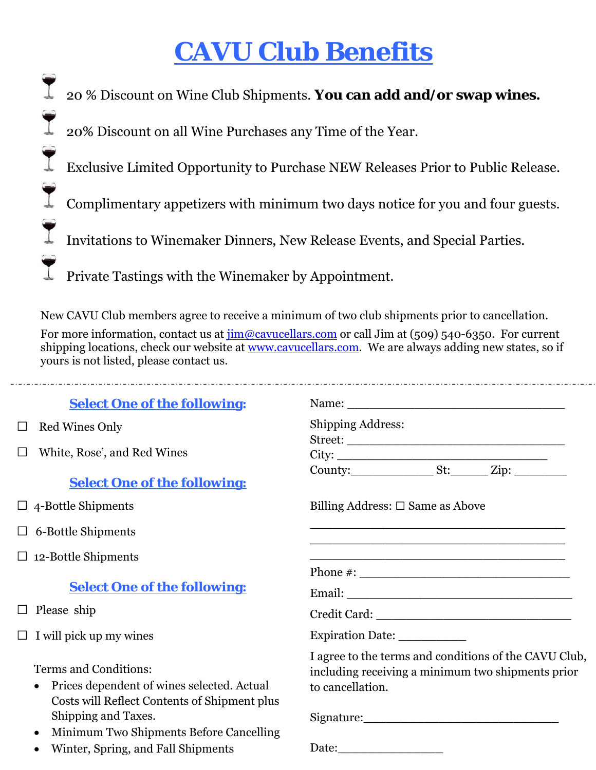# CAVU Club Benefits

- 20 % Discount on Wine Club Shipments. **You can add and/or swap wines.**
- 20% Discount on all Wine Purchases any Time of the Year.
- Exclusive Limited Opportunity to Purchase NEW Releases Prior to Public Release.
- Complimentary appetizers with minimum two days notice for you and four guests.
- Invitations to Winemaker Dinners, New Release Events, and Special Parties.
- Private Tastings with the Winemaker by Appointment.

New CAVU Club members agree to receive a minimum of two club shipments prior to cancellation.

For more information, contact us at jim@cavucellars.com or call Jim at (509) 540-6350. For current shipping locations, check our website at www.cavucellars.com. We are always adding new states, so if yours is not listed, please contact us.

---

### Select One of the following:

☐ Red Wines Only

☐ White, Rose', and Red Wines

### Select One of the following:

☐ 4-Bottle Shipments

☐ 6-Bottle Shipments

☐ 12-Bottle Shipments

### Select One of the following:

☐ Please ship

☐ I will pick up my wines

Terms and Conditions:

- Prices dependent of wines selected. Actual Costs will Reflect Contents of Shipment plus Shipping and Taxes.
- Minimum Two Shipments Before Cancelling
- Winter, Spring, and Fall Shipments

Name: ______________________________

Shipping Address:
Street: ______________________________
City: ______________________________
County:____________ St:_____ Zip: _______

Billing Address: ☐ Same as Above
______________________________
______________________________
______________________________

Phone #: ______________________________

Email: ______________________________

Credit Card: ______________________________

Expiration Date: __________

I agree to the terms and conditions of the CAVU Club, including receiving a minimum two shipments prior to cancellation.

Signature:__________________________

Date:______________